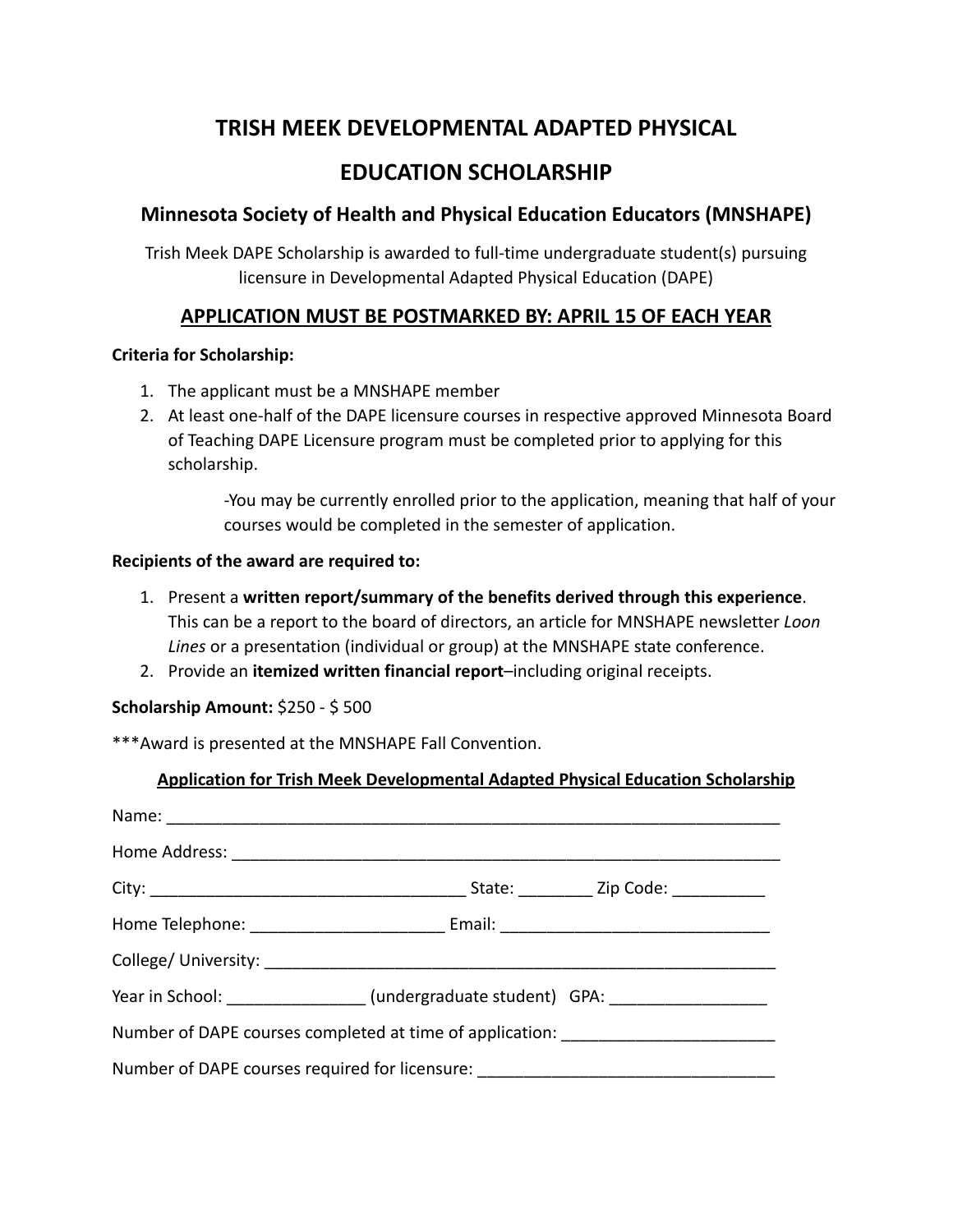# TRISH MEEK DEVELOPMENTAL ADAPTED PHYSICAL EDUCATION SCHOLARSHIP

## Minnesota Society of Health and Physical Education Educators (MNSHAPE)

Trish Meek DAPE Scholarship is awarded to full-time undergraduate student(s) pursuing licensure in Developmental Adapted Physical Education (DAPE)

## APPLICATION MUST BE POSTMARKED BY: APRIL 15 OF EACH YEAR

**Criteria for Scholarship:**

1. The applicant must be a MNSHAPE member
2. At least one-half of the DAPE licensure courses in respective approved Minnesota Board of Teaching DAPE Licensure program must be completed prior to applying for this scholarship.

   -You may be currently enrolled prior to the application, meaning that half of your courses would be completed in the semester of application.

**Recipients of the award are required to:**

1. Present a **written report/summary of the benefits derived through this experience**. This can be a report to the board of directors, an article for MNSHAPE newsletter *Loon Lines* or a presentation (individual or group) at the MNSHAPE state conference.
2. Provide an **itemized written financial report**–including original receipts.

**Scholarship Amount:** $250 - $ 500

***Award is presented at the MNSHAPE Fall Convention.

**Application for Trish Meek Developmental Adapted Physical Education Scholarship**

Name: ____________________________________________________________________

Home Address: _____________________________________________________________

City: _________________________________ State: ________ Zip Code: __________

Home Telephone: ____________________ Email: ____________________________

College/ University: _________________________________________________________

Year in School: ______________ (undergraduate student) GPA: ________________

Number of DAPE courses completed at time of application: ______________________

Number of DAPE courses required for licensure: _______________________________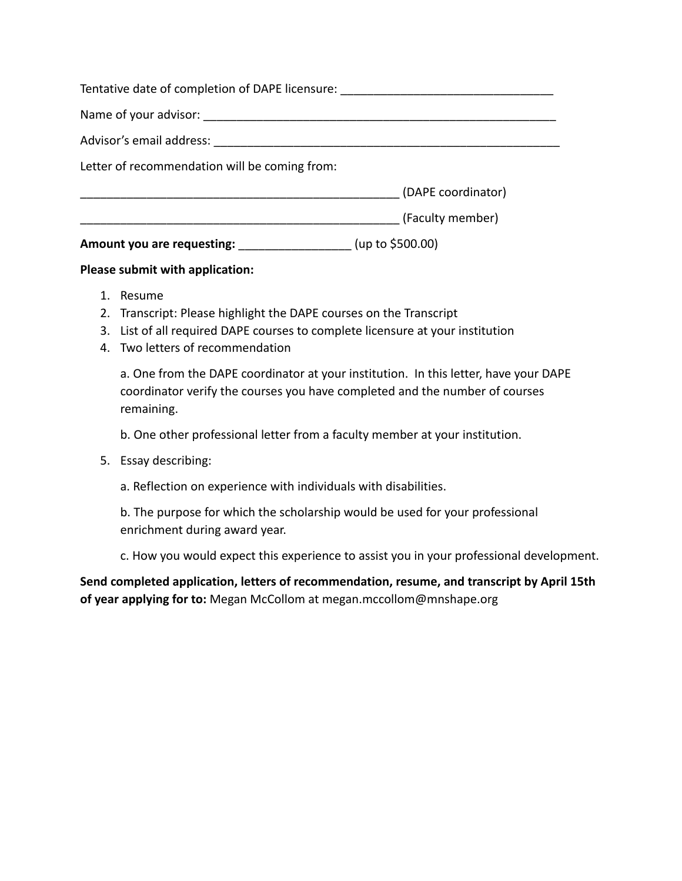Tentative date of completion of DAPE licensure: ________________________________

Name of your advisor: ______________________________________________________

Advisor's email address: _____________________________________________________

Letter of recommendation will be coming from:

_________________________________________________ (DAPE coordinator)

_________________________________________________ (Faculty member)

**Amount you are requesting:** ________________ (up to $500.00)

**Please submit with application:**

1. Resume
2. Transcript: Please highlight the DAPE courses on the Transcript
3. List of all required DAPE courses to complete licensure at your institution
4. Two letters of recommendation

   a. One from the DAPE coordinator at your institution. In this letter, have your DAPE coordinator verify the courses you have completed and the number of courses remaining.

   b. One other professional letter from a faculty member at your institution.

5. Essay describing:

   a. Reflection on experience with individuals with disabilities.

   b. The purpose for which the scholarship would be used for your professional enrichment during award year.

   c. How you would expect this experience to assist you in your professional development.

**Send completed application, letters of recommendation, resume, and transcript by April 15th of year applying for to:** Megan McCollom at megan.mccollom@mnshape.org